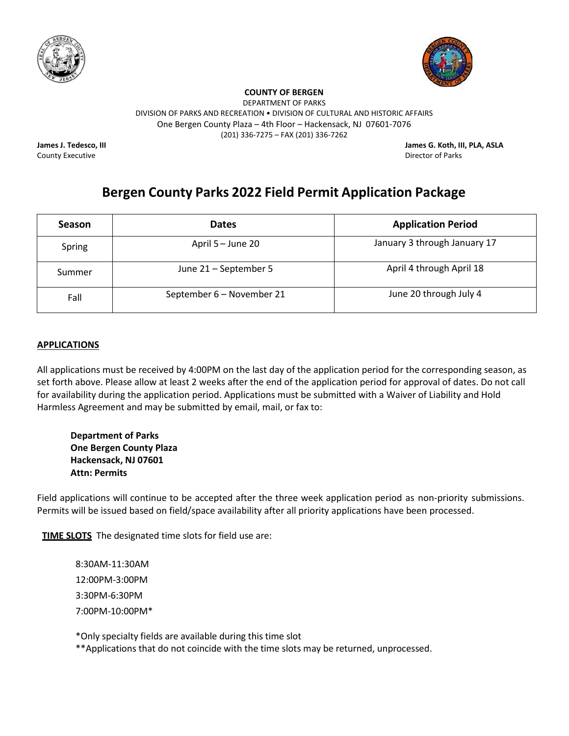**COUNTY OF BERGEN**
DEPARTMENT OF PARKS
DIVISION OF PARKS AND RECREATION • DIVISION OF CULTURAL AND HISTORIC AFFAIRS
One Bergen County Plaza – 4th Floor – Hackensack, NJ 07601-7076
(201) 336-7275 – FAX (201) 336-7262

**James J. Tedesco, III**
County Executive

**James G. Koth, III, PLA, ASLA**
Director of Parks

# Bergen County Parks 2022 Field Permit Application Package

| Season | Dates | Application Period |
|---|---|---|
| Spring | April 5 – June 20 | January 3 through January 17 |
| Summer | June 21 – September 5 | April 4 through April 18 |
| Fall | September 6 – November 21 | June 20 through July 4 |

## APPLICATIONS

All applications must be received by 4:00PM on the last day of the application period for the corresponding season, as set forth above. Please allow at least 2 weeks after the end of the application period for approval of dates. Do not call for availability during the application period. Applications must be submitted with a Waiver of Liability and Hold Harmless Agreement and may be submitted by email, mail, or fax to:

**Department of Parks**
**One Bergen County Plaza**
**Hackensack, NJ 07601**
**Attn: Permits**

Field applications will continue to be accepted after the three week application period as non-priority submissions. Permits will be issued based on field/space availability after all priority applications have been processed.

**TIME SLOTS** The designated time slots for field use are:

8:30AM-11:30AM
12:00PM-3:00PM
3:30PM-6:30PM
7:00PM-10:00PM*

*Only specialty fields are available during this time slot
**Applications that do not coincide with the time slots may be returned, unprocessed.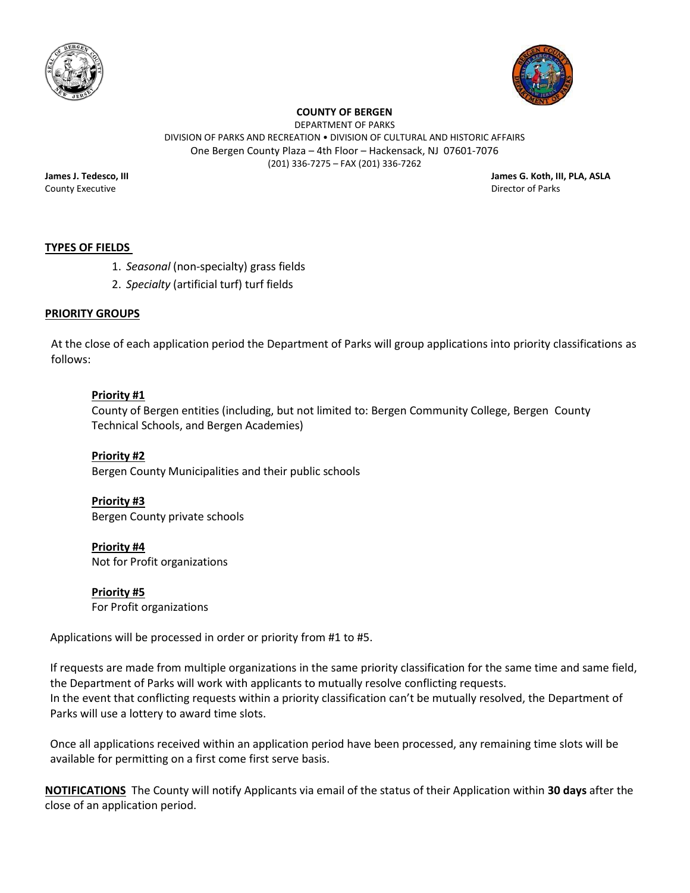**COUNTY OF BERGEN**
DEPARTMENT OF PARKS
DIVISION OF PARKS AND RECREATION • DIVISION OF CULTURAL AND HISTORIC AFFAIRS
One Bergen County Plaza – 4th Floor – Hackensack, NJ 07601-7076
(201) 336-7275 – FAX (201) 336-7262

**James J. Tedesco, III**
County Executive

**James G. Koth, III, PLA, ASLA**
Director of Parks

## TYPES OF FIELDS

1. *Seasonal* (non-specialty) grass fields
2. *Specialty* (artificial turf) turf fields

## PRIORITY GROUPS

At the close of each application period the Department of Parks will group applications into priority classifications as follows:

**Priority #1**
County of Bergen entities (including, but not limited to: Bergen Community College, Bergen County Technical Schools, and Bergen Academies)

**Priority #2**
Bergen County Municipalities and their public schools

**Priority #3**
Bergen County private schools

**Priority #4**
Not for Profit organizations

**Priority #5**
For Profit organizations

Applications will be processed in order or priority from #1 to #5.

If requests are made from multiple organizations in the same priority classification for the same time and same field, the Department of Parks will work with applicants to mutually resolve conflicting requests.
In the event that conflicting requests within a priority classification can't be mutually resolved, the Department of Parks will use a lottery to award time slots.

Once all applications received within an application period have been processed, any remaining time slots will be available for permitting on a first come first serve basis.

**NOTIFICATIONS** The County will notify Applicants via email of the status of their Application within **30 days** after the close of an application period.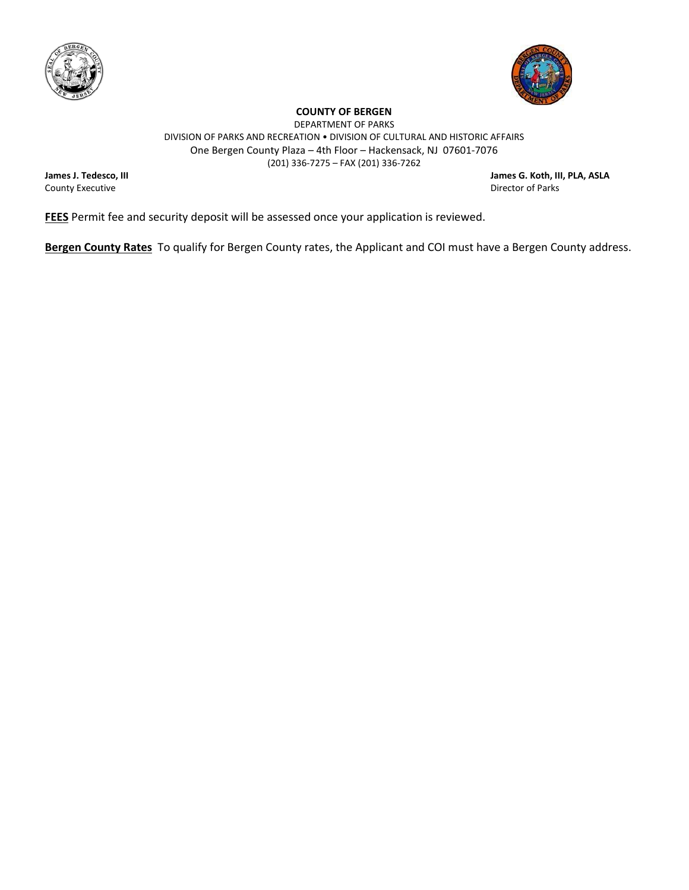**COUNTY OF BERGEN**

DEPARTMENT OF PARKS

DIVISION OF PARKS AND RECREATION • DIVISION OF CULTURAL AND HISTORIC AFFAIRS

One Bergen County Plaza – 4th Floor – Hackensack, NJ 07601-7076

(201) 336-7275 – FAX (201) 336-7262

**James J. Tedesco, III**
County Executive

**James G. Koth, III, PLA, ASLA**
Director of Parks

**FEES** Permit fee and security deposit will be assessed once your application is reviewed.

**Bergen County Rates** To qualify for Bergen County rates, the Applicant and COI must have a Bergen County address.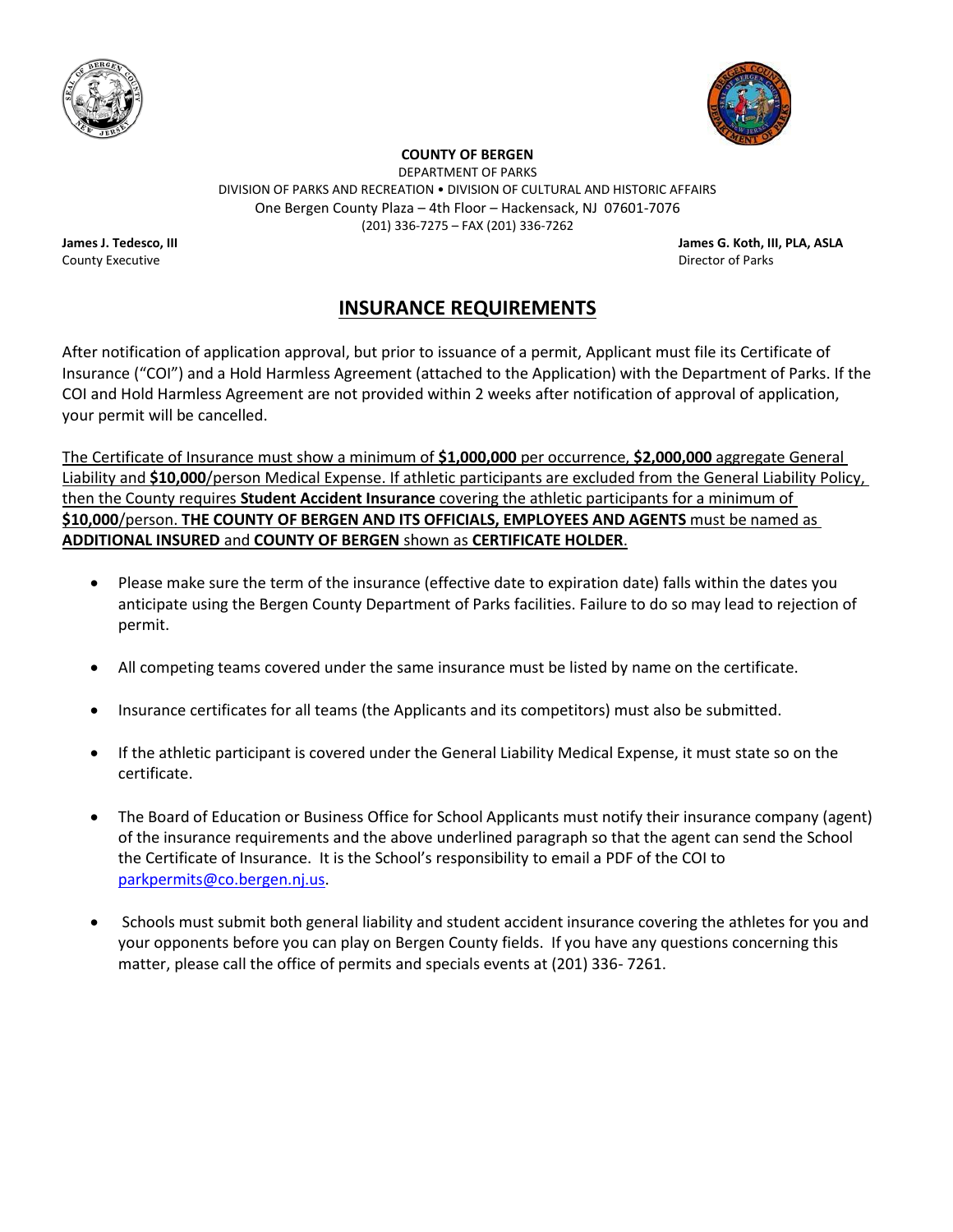**COUNTY OF BERGEN**

DEPARTMENT OF PARKS

DIVISION OF PARKS AND RECREATION • DIVISION OF CULTURAL AND HISTORIC AFFAIRS

One Bergen County Plaza – 4th Floor – Hackensack, NJ 07601-7076

(201) 336-7275 – FAX (201) 336-7262

**James J. Tedesco, III**
County Executive

**James G. Koth, III, PLA, ASLA**
Director of Parks

# INSURANCE REQUIREMENTS

After notification of application approval, but prior to issuance of a permit, Applicant must file its Certificate of Insurance ("COI") and a Hold Harmless Agreement (attached to the Application) with the Department of Parks. If the COI and Hold Harmless Agreement are not provided within 2 weeks after notification of approval of application, your permit will be cancelled.

<u>The Certificate of Insurance must show a minimum of **$1,000,000** per occurrence, **$2,000,000** aggregate General Liability and **$10,000**/person Medical Expense. If athletic participants are excluded from the General Liability Policy, then the County requires **Student Accident Insurance** covering the athletic participants for a minimum of **$10,000**/person. **THE COUNTY OF BERGEN AND ITS OFFICIALS, EMPLOYEES AND AGENTS** must be named as **ADDITIONAL INSURED** and **COUNTY OF BERGEN** shown as **CERTIFICATE HOLDER**.</u>

- Please make sure the term of the insurance (effective date to expiration date) falls within the dates you anticipate using the Bergen County Department of Parks facilities. Failure to do so may lead to rejection of permit.
- All competing teams covered under the same insurance must be listed by name on the certificate.
- Insurance certificates for all teams (the Applicants and its competitors) must also be submitted.
- If the athletic participant is covered under the General Liability Medical Expense, it must state so on the certificate.
- The Board of Education or Business Office for School Applicants must notify their insurance company (agent) of the insurance requirements and the above underlined paragraph so that the agent can send the School the Certificate of Insurance. It is the School's responsibility to email a PDF of the COI to parkpermits@co.bergen.nj.us.
- Schools must submit both general liability and student accident insurance covering the athletes for you and your opponents before you can play on Bergen County fields. If you have any questions concerning this matter, please call the office of permits and specials events at (201) 336- 7261.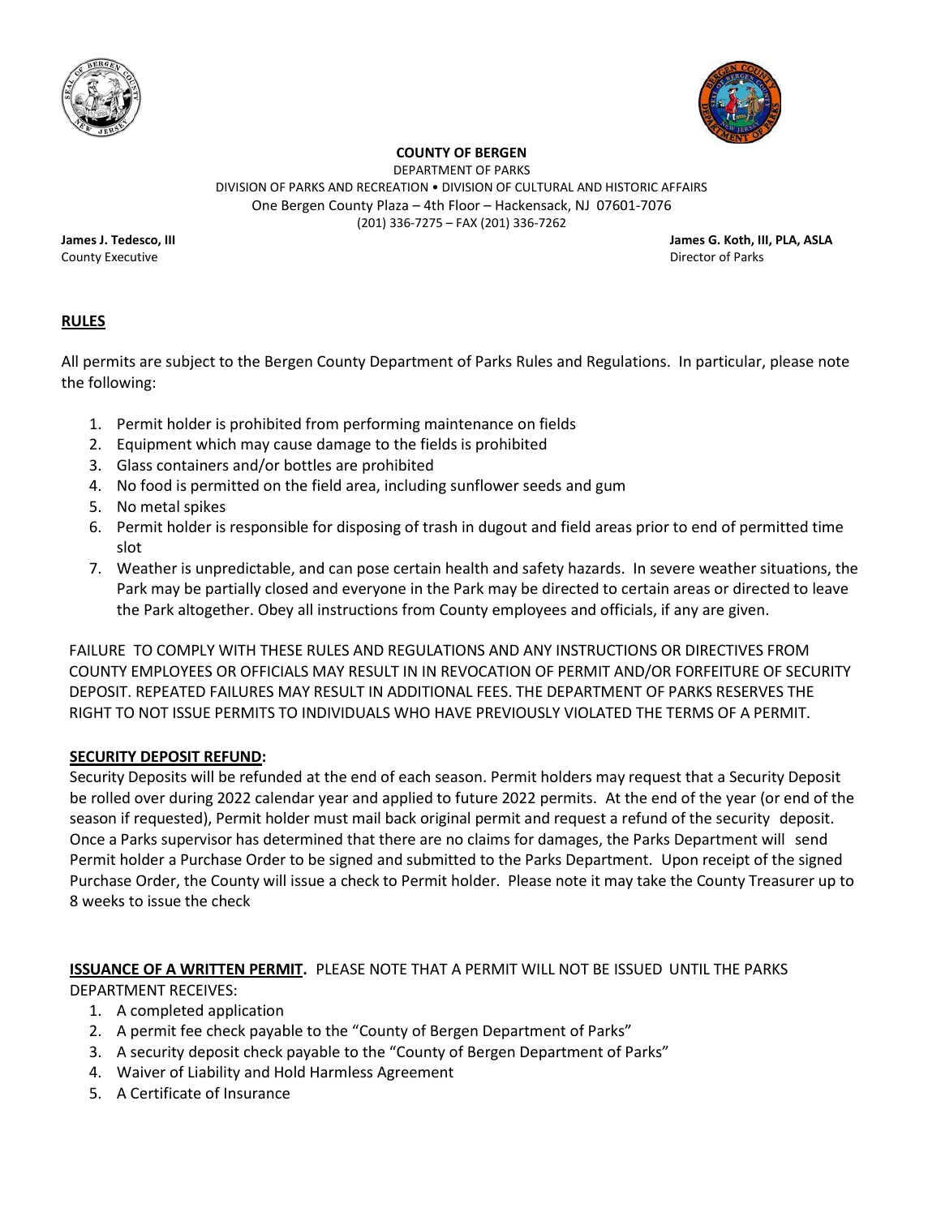**COUNTY OF BERGEN**
DEPARTMENT OF PARKS
DIVISION OF PARKS AND RECREATION • DIVISION OF CULTURAL AND HISTORIC AFFAIRS
One Bergen County Plaza – 4th Floor – Hackensack, NJ 07601-7076
(201) 336-7275 – FAX (201) 336-7262

**James J. Tedesco, III**
County Executive

**James G. Koth, III, PLA, ASLA**
Director of Parks

## RULES

All permits are subject to the Bergen County Department of Parks Rules and Regulations. In particular, please note the following:

1. Permit holder is prohibited from performing maintenance on fields
2. Equipment which may cause damage to the fields is prohibited
3. Glass containers and/or bottles are prohibited
4. No food is permitted on the field area, including sunflower seeds and gum
5. No metal spikes
6. Permit holder is responsible for disposing of trash in dugout and field areas prior to end of permitted time slot
7. Weather is unpredictable, and can pose certain health and safety hazards. In severe weather situations, the Park may be partially closed and everyone in the Park may be directed to certain areas or directed to leave the Park altogether. Obey all instructions from County employees and officials, if any are given.

FAILURE TO COMPLY WITH THESE RULES AND REGULATIONS AND ANY INSTRUCTIONS OR DIRECTIVES FROM COUNTY EMPLOYEES OR OFFICIALS MAY RESULT IN IN REVOCATION OF PERMIT AND/OR FORFEITURE OF SECURITY DEPOSIT. REPEATED FAILURES MAY RESULT IN ADDITIONAL FEES. THE DEPARTMENT OF PARKS RESERVES THE RIGHT TO NOT ISSUE PERMITS TO INDIVIDUALS WHO HAVE PREVIOUSLY VIOLATED THE TERMS OF A PERMIT.

## SECURITY DEPOSIT REFUND:

Security Deposits will be refunded at the end of each season. Permit holders may request that a Security Deposit be rolled over during 2022 calendar year and applied to future 2022 permits. At the end of the year (or end of the season if requested), Permit holder must mail back original permit and request a refund of the security deposit. Once a Parks supervisor has determined that there are no claims for damages, the Parks Department will send Permit holder a Purchase Order to be signed and submitted to the Parks Department. Upon receipt of the signed Purchase Order, the County will issue a check to Permit holder. Please note it may take the County Treasurer up to 8 weeks to issue the check

**ISSUANCE OF A WRITTEN PERMIT.** PLEASE NOTE THAT A PERMIT WILL NOT BE ISSUED UNTIL THE PARKS DEPARTMENT RECEIVES:

1. A completed application
2. A permit fee check payable to the "County of Bergen Department of Parks"
3. A security deposit check payable to the "County of Bergen Department of Parks"
4. Waiver of Liability and Hold Harmless Agreement
5. A Certificate of Insurance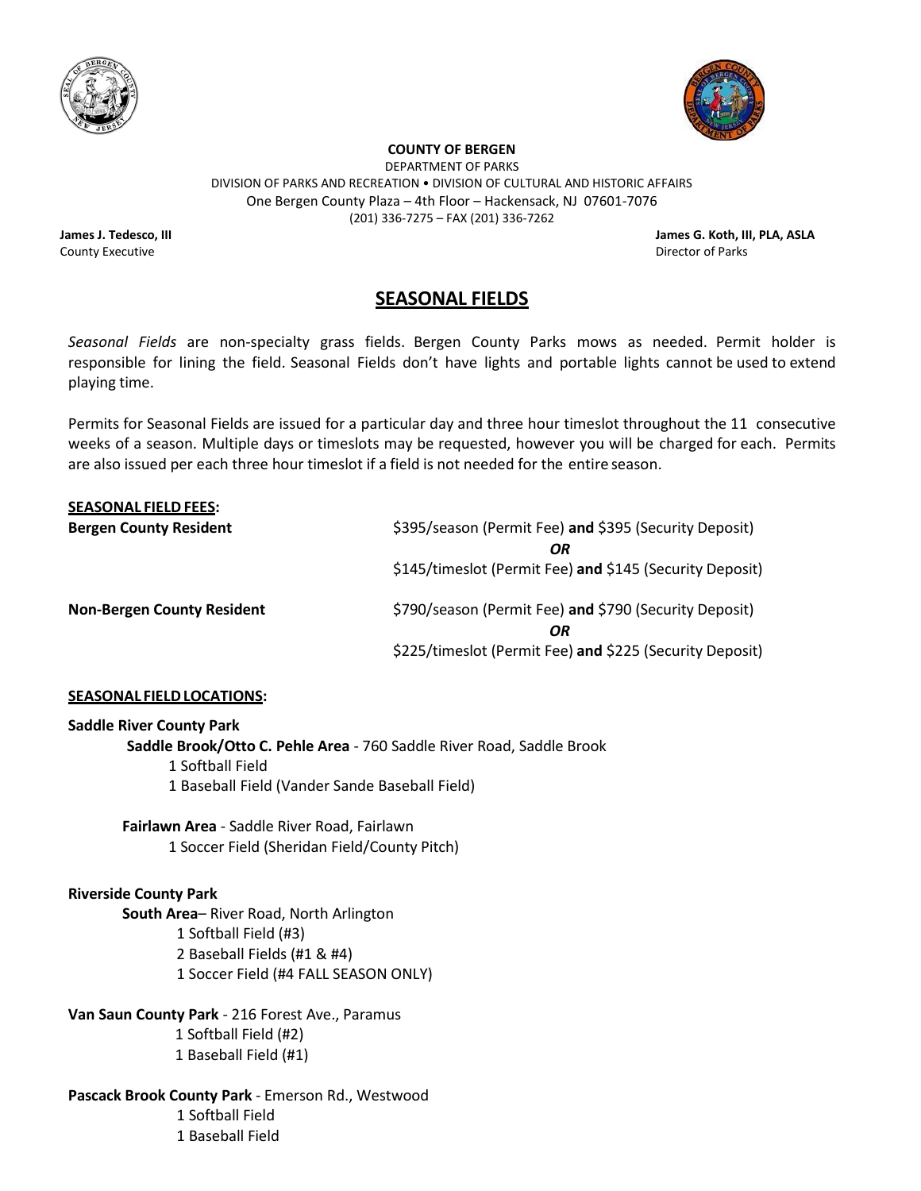**COUNTY OF BERGEN**
DEPARTMENT OF PARKS
DIVISION OF PARKS AND RECREATION • DIVISION OF CULTURAL AND HISTORIC AFFAIRS
One Bergen County Plaza – 4th Floor – Hackensack, NJ 07601-7076
(201) 336-7275 – FAX (201) 336-7262

**James J. Tedesco, III**
County Executive

**James G. Koth, III, PLA, ASLA**
Director of Parks

# SEASONAL FIELDS

*Seasonal Fields* are non-specialty grass fields. Bergen County Parks mows as needed. Permit holder is responsible for lining the field. Seasonal Fields don't have lights and portable lights cannot be used to extend playing time.

Permits for Seasonal Fields are issued for a particular day and three hour timeslot throughout the 11 consecutive weeks of a season. Multiple days or timeslots may be requested, however you will be charged for each. Permits are also issued per each three hour timeslot if a field is not needed for the entire season.

**SEASONAL FIELD FEES:**

**Bergen County Resident**
$395/season (Permit Fee) **and** $395 (Security Deposit)
***OR***
$145/timeslot (Permit Fee) **and** $145 (Security Deposit)

**Non-Bergen County Resident**
$790/season (Permit Fee) **and** $790 (Security Deposit)
***OR***
$225/timeslot (Permit Fee) **and** $225 (Security Deposit)

**SEASONAL FIELD LOCATIONS:**

**Saddle River County Park**

**Saddle Brook/Otto C. Pehle Area** - 760 Saddle River Road, Saddle Brook
- 1 Softball Field
- 1 Baseball Field (Vander Sande Baseball Field)

**Fairlawn Area** - Saddle River Road, Fairlawn
- 1 Soccer Field (Sheridan Field/County Pitch)

**Riverside County Park**

**South Area**– River Road, North Arlington
- 1 Softball Field (#3)
- 2 Baseball Fields (#1 & #4)
- 1 Soccer Field (#4 FALL SEASON ONLY)

**Van Saun County Park** - 216 Forest Ave., Paramus
- 1 Softball Field (#2)
- 1 Baseball Field (#1)

**Pascack Brook County Park** - Emerson Rd., Westwood
- 1 Softball Field
- 1 Baseball Field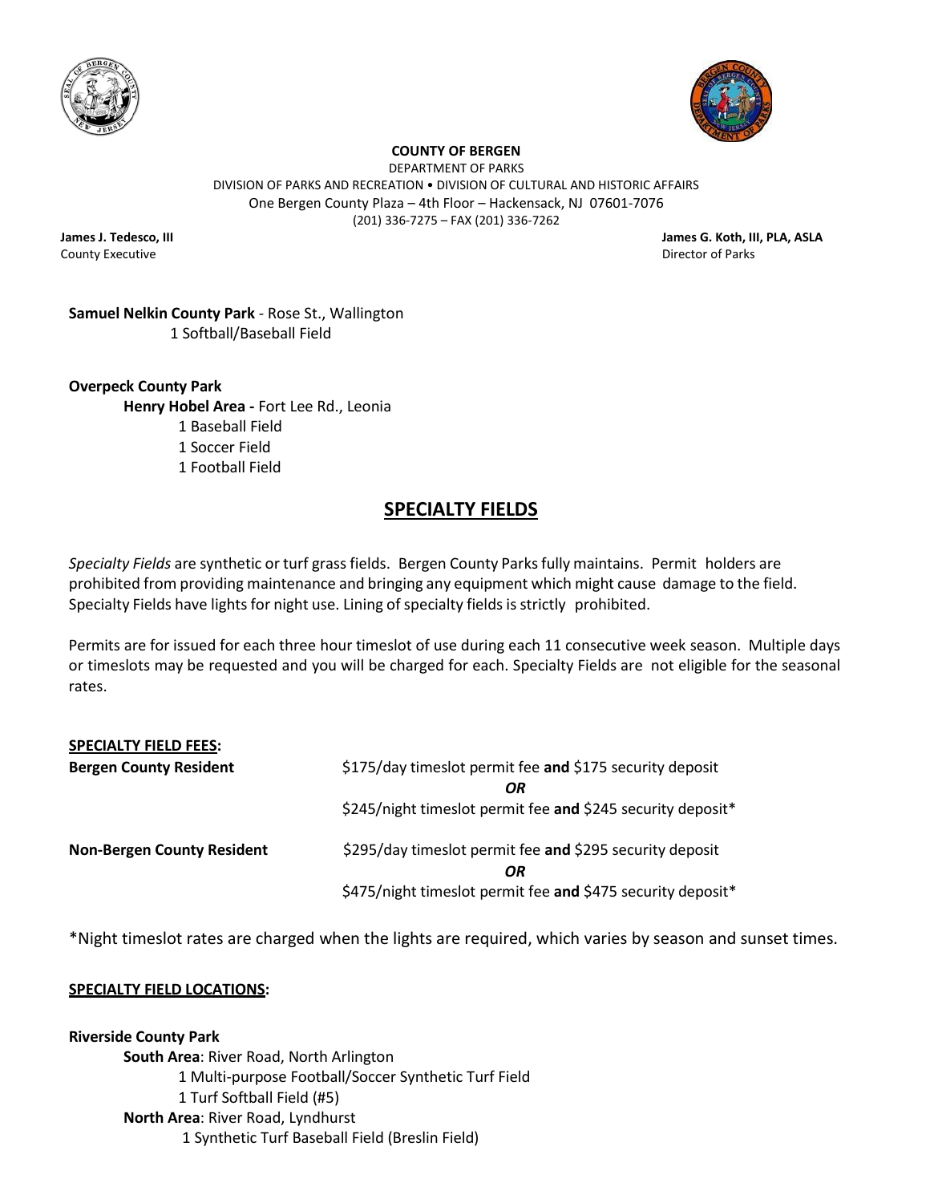**COUNTY OF BERGEN**
DEPARTMENT OF PARKS
DIVISION OF PARKS AND RECREATION • DIVISION OF CULTURAL AND HISTORIC AFFAIRS
One Bergen County Plaza – 4th Floor – Hackensack, NJ 07601-7076
(201) 336-7275 – FAX (201) 336-7262

**James J. Tedesco, III**
County Executive

**James G. Koth, III, PLA, ASLA**
Director of Parks

**Samuel Nelkin County Park** - Rose St., Wallington
1 Softball/Baseball Field

**Overpeck County Park**
**Henry Hobel Area -** Fort Lee Rd., Leonia
1 Baseball Field
1 Soccer Field
1 Football Field

## SPECIALTY FIELDS

*Specialty Fields* are synthetic or turf grass fields. Bergen County Parks fully maintains. Permit holders are prohibited from providing maintenance and bringing any equipment which might cause damage to the field. Specialty Fields have lights for night use. Lining of specialty fields is strictly prohibited.

Permits are for issued for each three hour timeslot of use during each 11 consecutive week season. Multiple days or timeslots may be requested and you will be charged for each. Specialty Fields are not eligible for the seasonal rates.

**SPECIALTY FIELD FEES:**

| | |
|---|---|
| **Bergen County Resident** | $175/day timeslot permit fee **and** $175 security deposit |
| | ***OR*** |
| | $245/night timeslot permit fee **and** $245 security deposit* |
| **Non-Bergen County Resident** | $295/day timeslot permit fee **and** $295 security deposit |
| | ***OR*** |
| | $475/night timeslot permit fee **and** $475 security deposit* |

*Night timeslot rates are charged when the lights are required, which varies by season and sunset times.

**SPECIALTY FIELD LOCATIONS:**

**Riverside County Park**
**South Area**: River Road, North Arlington
1 Multi-purpose Football/Soccer Synthetic Turf Field
1 Turf Softball Field (#5)
**North Area**: River Road, Lyndhurst
1 Synthetic Turf Baseball Field (Breslin Field)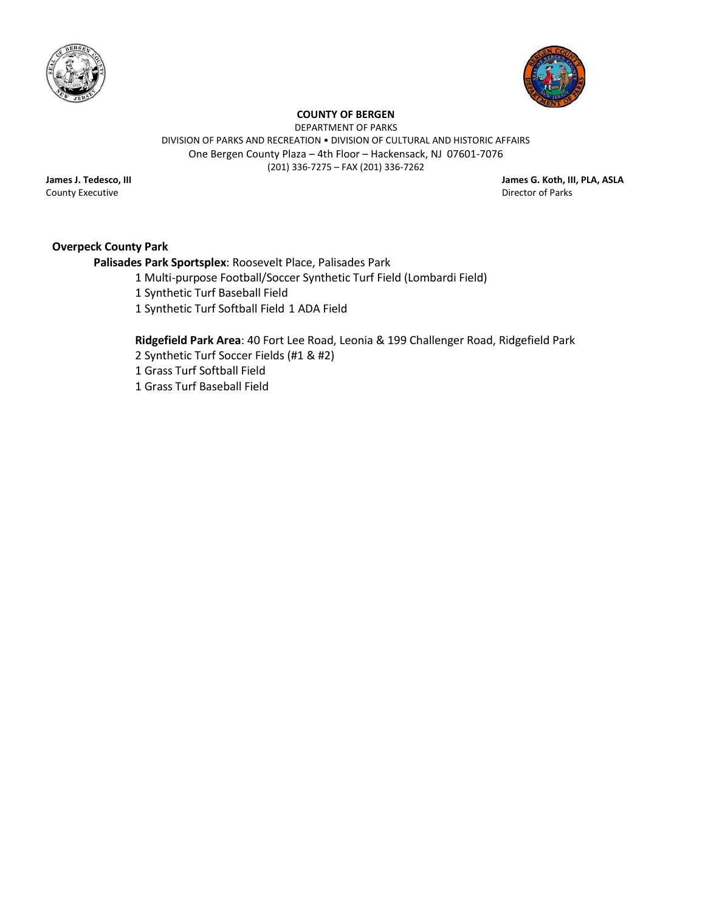**COUNTY OF BERGEN**

DEPARTMENT OF PARKS

DIVISION OF PARKS AND RECREATION • DIVISION OF CULTURAL AND HISTORIC AFFAIRS

One Bergen County Plaza – 4th Floor – Hackensack, NJ 07601-7076

(201) 336-7275 – FAX (201) 336-7262

**James J. Tedesco, III**
County Executive

**James G. Koth, III, PLA, ASLA**
Director of Parks

**Overpeck County Park**

**Palisades Park Sportsplex**: Roosevelt Place, Palisades Park

1 Multi-purpose Football/Soccer Synthetic Turf Field (Lombardi Field)
1 Synthetic Turf Baseball Field
1 Synthetic Turf Softball Field 1 ADA Field

**Ridgefield Park Area**: 40 Fort Lee Road, Leonia & 199 Challenger Road, Ridgefield Park

2 Synthetic Turf Soccer Fields (#1 & #2)
1 Grass Turf Softball Field
1 Grass Turf Baseball Field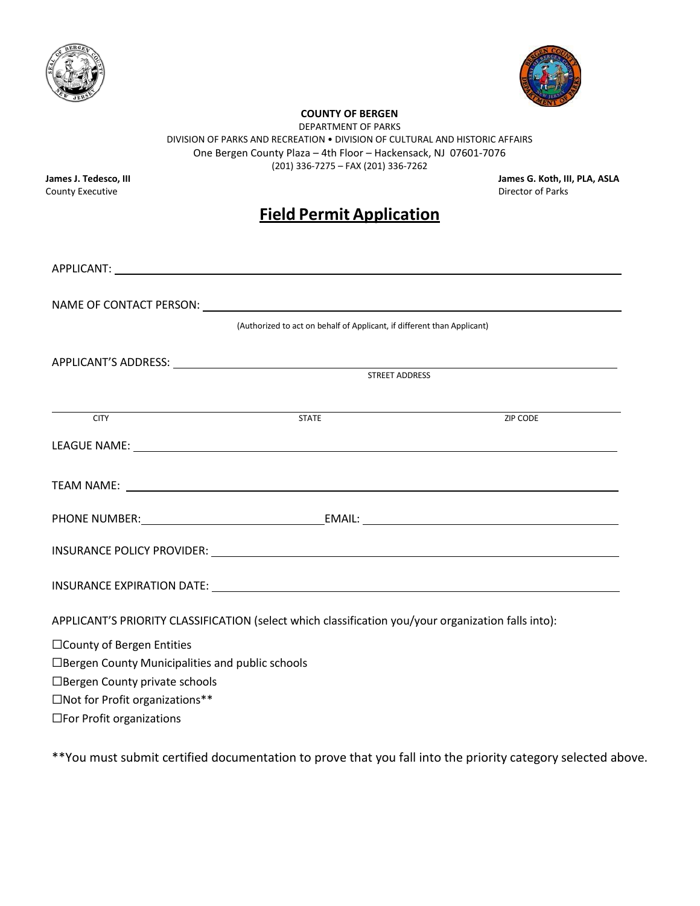**COUNTY OF BERGEN**
DEPARTMENT OF PARKS
DIVISION OF PARKS AND RECREATION • DIVISION OF CULTURAL AND HISTORIC AFFAIRS
One Bergen County Plaza – 4th Floor – Hackensack, NJ 07601-7076
(201) 336-7275 – FAX (201) 336-7262

**James J. Tedesco, III**
County Executive

**James G. Koth, III, PLA, ASLA**
Director of Parks

# Field Permit Application

APPLICANT: ______________________________________________

NAME OF CONTACT PERSON: ______________________________________________
(Authorized to act on behalf of Applicant, if different than Applicant)

APPLICANT'S ADDRESS: ______________________________________________
STREET ADDRESS

______________________________________________
CITY                STATE                ZIP CODE

LEAGUE NAME: ______________________________________________

TEAM NAME: ______________________________________________

PHONE NUMBER: ____________________ EMAIL: ____________________

INSURANCE POLICY PROVIDER: ______________________________________________

INSURANCE EXPIRATION DATE: ______________________________________________

APPLICANT'S PRIORITY CLASSIFICATION (select which classification you/your organization falls into):

☐County of Bergen Entities
☐Bergen County Municipalities and public schools
☐Bergen County private schools
☐Not for Profit organizations**
☐For Profit organizations

**You must submit certified documentation to prove that you fall into the priority category selected above.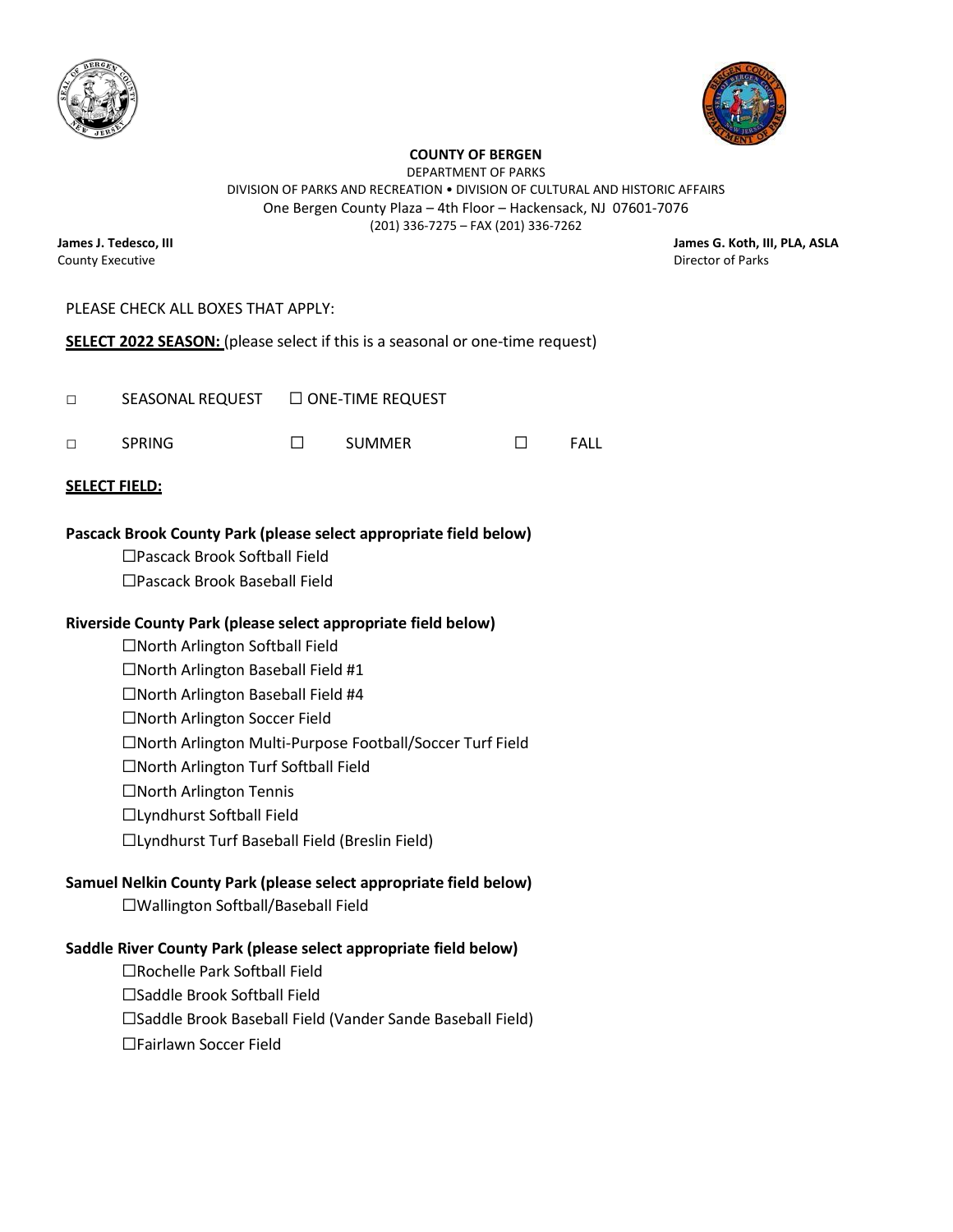**COUNTY OF BERGEN**

DEPARTMENT OF PARKS

DIVISION OF PARKS AND RECREATION • DIVISION OF CULTURAL AND HISTORIC AFFAIRS

One Bergen County Plaza – 4th Floor – Hackensack, NJ 07601-7076

(201) 336-7275 – FAX (201) 336-7262

**James J. Tedesco, III**
County Executive

**James G. Koth, III, PLA, ASLA**
Director of Parks

PLEASE CHECK ALL BOXES THAT APPLY:

**SELECT 2022 SEASON:** (please select if this is a seasonal or one-time request)

□ SEASONAL REQUEST ☐ ONE-TIME REQUEST

□ SPRING ☐ SUMMER ☐ FALL

**SELECT FIELD:**

**Pascack Brook County Park (please select appropriate field below)**

☐Pascack Brook Softball Field
☐Pascack Brook Baseball Field

**Riverside County Park (please select appropriate field below)**

☐North Arlington Softball Field
☐North Arlington Baseball Field #1
☐North Arlington Baseball Field #4
☐North Arlington Soccer Field
☐North Arlington Multi-Purpose Football/Soccer Turf Field
☐North Arlington Turf Softball Field
☐North Arlington Tennis
☐Lyndhurst Softball Field
☐Lyndhurst Turf Baseball Field (Breslin Field)

**Samuel Nelkin County Park (please select appropriate field below)**

☐Wallington Softball/Baseball Field

**Saddle River County Park (please select appropriate field below)**

☐Rochelle Park Softball Field
☐Saddle Brook Softball Field
☐Saddle Brook Baseball Field (Vander Sande Baseball Field)
☐Fairlawn Soccer Field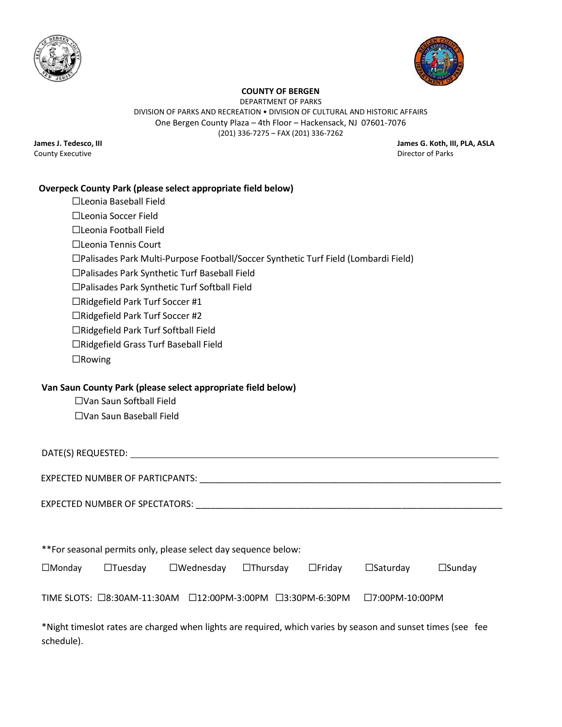**COUNTY OF BERGEN**
DEPARTMENT OF PARKS
DIVISION OF PARKS AND RECREATION • DIVISION OF CULTURAL AND HISTORIC AFFAIRS
One Bergen County Plaza – 4th Floor – Hackensack, NJ 07601-7076
(201) 336-7275 – FAX (201) 336-7262

**James J. Tedesco, III**
County Executive

**James G. Koth, III, PLA, ASLA**
Director of Parks

**Overpeck County Park (please select appropriate field below)**

- ☐Leonia Baseball Field
- ☐Leonia Soccer Field
- ☐Leonia Football Field
- ☐Leonia Tennis Court
- ☐Palisades Park Multi-Purpose Football/Soccer Synthetic Turf Field (Lombardi Field)
- ☐Palisades Park Synthetic Turf Baseball Field
- ☐Palisades Park Synthetic Turf Softball Field
- ☐Ridgefield Park Turf Soccer #1
- ☐Ridgefield Park Turf Soccer #2
- ☐Ridgefield Park Turf Softball Field
- ☐Ridgefield Grass Turf Baseball Field
- ☐Rowing

**Van Saun County Park (please select appropriate field below)**

- ☐Van Saun Softball Field
- ☐Van Saun Baseball Field

DATE(S) REQUESTED: ____________________________________________

EXPECTED NUMBER OF PARTICPANTS: ____________________________________________

EXPECTED NUMBER OF SPECTATORS: ____________________________________________

**For seasonal permits only, please select day sequence below:

☐Monday ☐Tuesday ☐Wednesday ☐Thursday ☐Friday ☐Saturday ☐Sunday

TIME SLOTS: ☐8:30AM-11:30AM ☐12:00PM-3:00PM ☐3:30PM-6:30PM ☐7:00PM-10:00PM

*Night timeslot rates are charged when lights are required, which varies by season and sunset times (see fee schedule).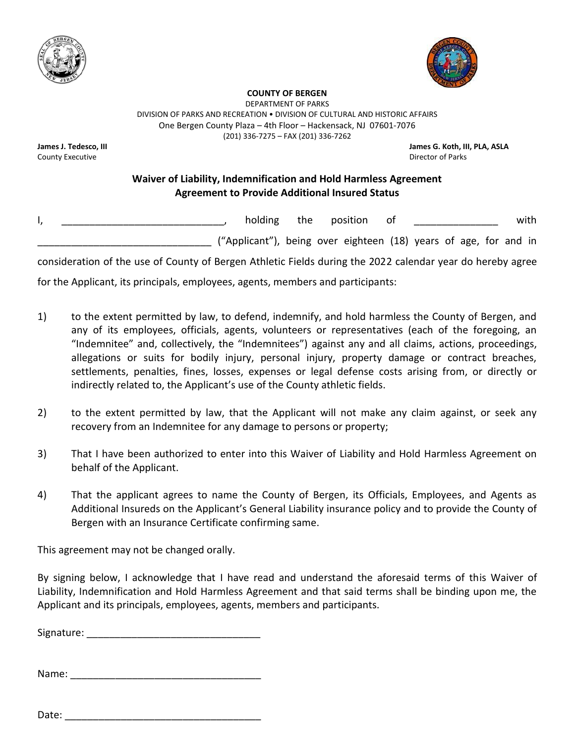**COUNTY OF BERGEN**
DEPARTMENT OF PARKS
DIVISION OF PARKS AND RECREATION • DIVISION OF CULTURAL AND HISTORIC AFFAIRS
One Bergen County Plaza – 4th Floor – Hackensack, NJ 07601-7076
(201) 336-7275 – FAX (201) 336-7262

**James J. Tedesco, III**
County Executive

**James G. Koth, III, PLA, ASLA**
Director of Parks

## Waiver of Liability, Indemnification and Hold Harmless Agreement
## Agreement to Provide Additional Insured Status

I, ____________________________, holding the position of ______________ with ______________________________ ("Applicant"), being over eighteen (18) years of age, for and in consideration of the use of County of Bergen Athletic Fields during the 2022 calendar year do hereby agree for the Applicant, its principals, employees, agents, members and participants:

1) to the extent permitted by law, to defend, indemnify, and hold harmless the County of Bergen, and any of its employees, officials, agents, volunteers or representatives (each of the foregoing, an "Indemnitee" and, collectively, the "Indemnitees") against any and all claims, actions, proceedings, allegations or suits for bodily injury, personal injury, property damage or contract breaches, settlements, penalties, fines, losses, expenses or legal defense costs arising from, or directly or indirectly related to, the Applicant's use of the County athletic fields.

2) to the extent permitted by law, that the Applicant will not make any claim against, or seek any recovery from an Indemnitee for any damage to persons or property;

3) That I have been authorized to enter into this Waiver of Liability and Hold Harmless Agreement on behalf of the Applicant.

4) That the applicant agrees to name the County of Bergen, its Officials, Employees, and Agents as Additional Insureds on the Applicant's General Liability insurance policy and to provide the County of Bergen with an Insurance Certificate confirming same.

This agreement may not be changed orally.

By signing below, I acknowledge that I have read and understand the aforesaid terms of this Waiver of Liability, Indemnification and Hold Harmless Agreement and that said terms shall be binding upon me, the Applicant and its principals, employees, agents, members and participants.

Signature: ______________________________

Name: _________________________________

Date: __________________________________